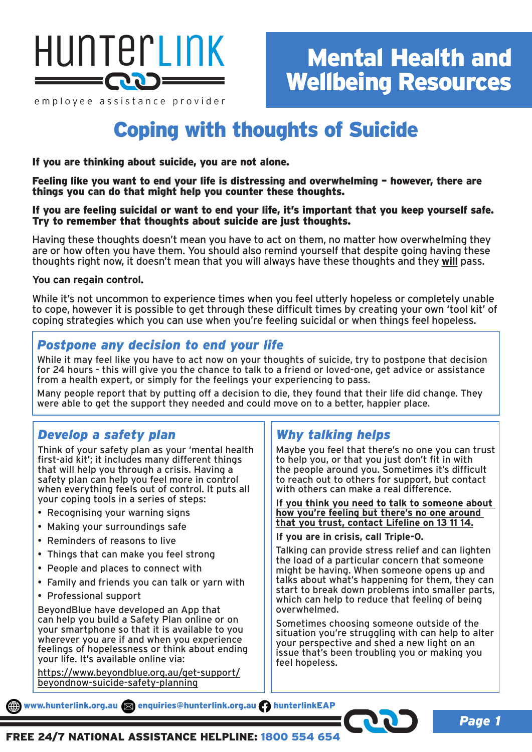HunterLink

employee assistance provider

# Mental Health and Wellbeing Resources

# Coping with thoughts of Suicide

**If you are thinking about suicide, you are not alone.**

**Feeling like you want to end your life is distressing and overwhelming – however, there are things you can do that might help you counter these thoughts.**

**If you are feeling suicidal or want to end your life, it's important that you keep yourself safe. Try to remember that thoughts about suicide are just thoughts.**

Having these thoughts doesn't mean you have to act on them, no matter how overwhelming they are or how often you have them. You should also remind yourself that despite going having these thoughts right now, it doesn't mean that you will always have these thoughts and they **will** pass.

**You can regain control.**

While it's not uncommon to experience times when you feel utterly hopeless or completely unable to cope, however it is possible to get through these difficult times by creating your own 'tool kit' of coping strategies which you can use when you're feeling suicidal or when things feel hopeless.

## *Postpone any decision to end your life*

While it may feel like you have to act now on your thoughts of suicide, try to postpone that decision for 24 hours - this will give you the chance to talk to a friend or loved-one, get advice or assistance from a health expert, or simply for the feelings your experiencing to pass.

Many people report that by putting off a decision to die, they found that their life did change. They were able to get the support they needed and could move on to a better, happier place.

## *Develop a safety plan*

Think of your safety plan as your 'mental health first-aid kit'; it includes many different things that will help you through a crisis. Having a safety plan can help you feel more in control when everything feels out of control. It puts all your coping tools in a series of steps:

- Recognising your warning signs
- Making your surroundings safe
- Reminders of reasons to live
- Things that can make you feel strong
- People and places to connect with
- Family and friends you can talk or yarn with
- Professional support

BeyondBlue have developed an App that can help you build a Safety Plan online or on your smartphone so that it is available to you wherever you are if and when you experience feelings of hopelessness or think about ending your life. It's available online via:

https://www.beyondblue.org.au/get-support/beyondnow-suicide-safety-planning

## *Why talking helps*

Maybe you feel that there's no one you can trust to help you, or that you just don't fit in with the people around you. Sometimes it's difficult to reach out to others for support, but contact with others can make a real difference.

**If you think you need to talk to someone about how you're feeling but there's no one around that you trust, contact Lifeline on 13 11 14.**

**If you are in crisis, call Triple-0.**

Talking can provide stress relief and can lighten the load of a particular concern that someone might be having. When someone opens up and talks about what's happening for them, they can start to break down problems into smaller parts, which can help to reduce that feeling of being overwhelmed.

Sometimes choosing someone outside of the situation you're struggling with can help to alter your perspective and shed a new light on an issue that's been troubling you or making you feel hopeless.

www.hunterlink.org.au | enquiries@hunterlink.org.au | hunterlinkEAP

**FREE 24/7 NATIONAL ASSISTANCE HELPLINE: 1800 554 654**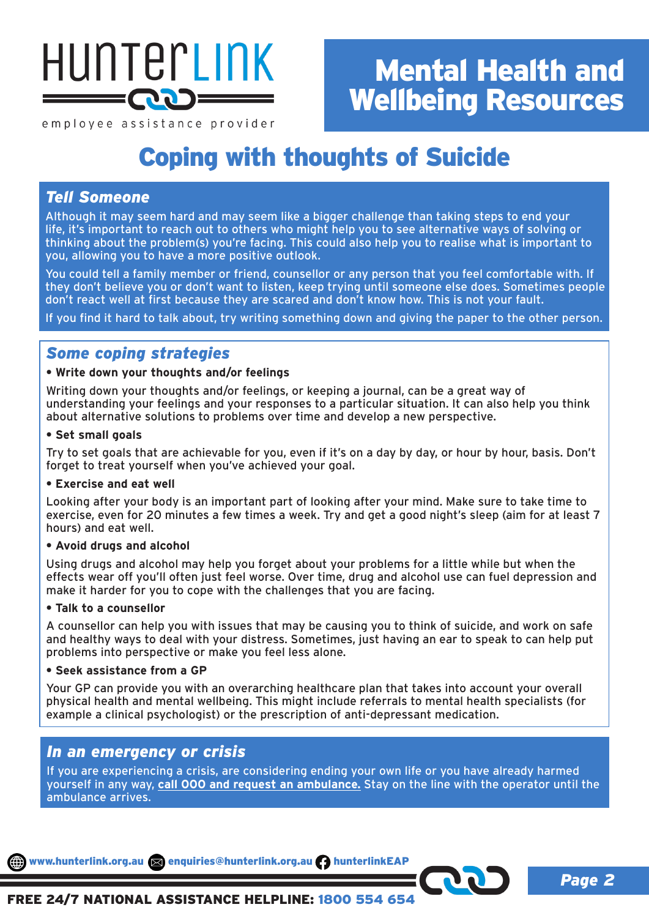# Coping with thoughts of Suicide

## Tell Someone

Although it may seem hard and may seem like a bigger challenge than taking steps to end your life, it's important to reach out to others who might help you to see alternative ways of solving or thinking about the problem(s) you're facing. This could also help you to realise what is important to you, allowing you to have a more positive outlook.

You could tell a family member or friend, counsellor or any person that you feel comfortable with. If they don't believe you or don't want to listen, keep trying until someone else does. Sometimes people don't react well at first because they are scared and don't know how. This is not your fault.

If you find it hard to talk about, try writing something down and giving the paper to the other person.

## Some coping strategies

- **Write down your thoughts and/or feelings**

Writing down your thoughts and/or feelings, or keeping a journal, can be a great way of understanding your feelings and your responses to a particular situation. It can also help you think about alternative solutions to problems over time and develop a new perspective.

- **Set small goals**

Try to set goals that are achievable for you, even if it's on a day by day, or hour by hour, basis. Don't forget to treat yourself when you've achieved your goal.

- **Exercise and eat well**

Looking after your body is an important part of looking after your mind. Make sure to take time to exercise, even for 20 minutes a few times a week. Try and get a good night's sleep (aim for at least 7 hours) and eat well.

- **Avoid drugs and alcohol**

Using drugs and alcohol may help you forget about your problems for a little while but when the effects wear off you'll often just feel worse. Over time, drug and alcohol use can fuel depression and make it harder for you to cope with the challenges that you are facing.

- **Talk to a counsellor**

A counsellor can help you with issues that may be causing you to think of suicide, and work on safe and healthy ways to deal with your distress. Sometimes, just having an ear to speak to can help put problems into perspective or make you feel less alone.

- **Seek assistance from a GP**

Your GP can provide you with an overarching healthcare plan that takes into account your overall physical health and mental wellbeing. This might include referrals to mental health specialists (for example a clinical psychologist) or the prescription of anti-depressant medication.

## In an emergency or crisis

If you are experiencing a crisis, are considering ending your own life or you have already harmed yourself in any way, **call 000 and request an ambulance.** Stay on the line with the operator until the ambulance arrives.